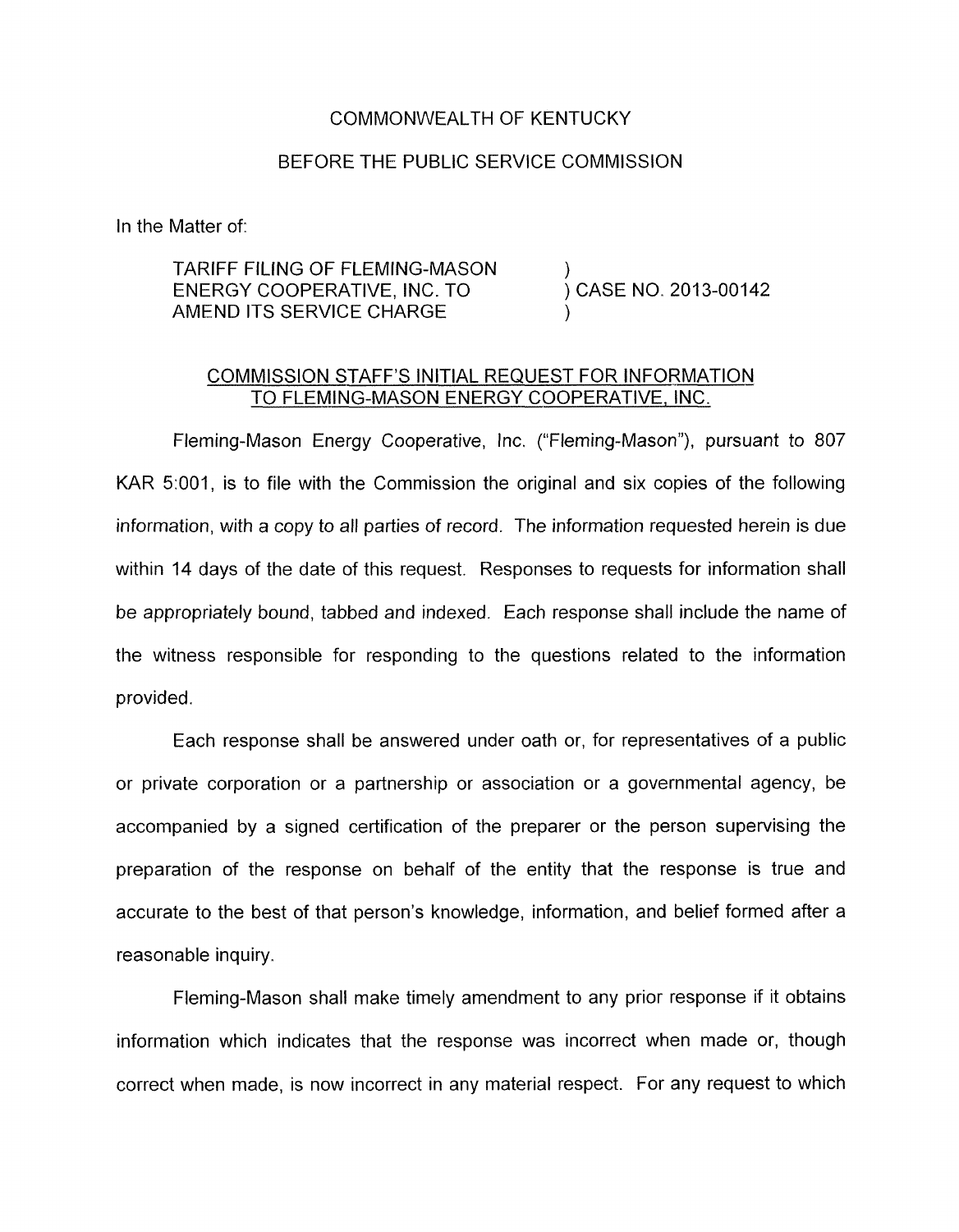COMMONWEALTH OF KENTUCKY

BEFORE THE PUBLIC SERVICE COMMISSION

In the Matter of:

| | |
|---|---|
| TARIFF FILING OF FLEMING-MASON ENERGY COOPERATIVE, INC. TO AMEND ITS SERVICE CHARGE | ) CASE NO. 2013-00142 |

<u>COMMISSION STAFF'S INITIAL REQUEST FOR INFORMATION TO FLEMING-MASON ENERGY COOPERATIVE, INC.</u>

Fleming-Mason Energy Cooperative, Inc. ("Fleming-Mason"), pursuant to 807 KAR 5:001, is to file with the Commission the original and six copies of the following information, with a copy to all parties of record. The information requested herein is due within 14 days of the date of this request. Responses to requests for information shall be appropriately bound, tabbed and indexed. Each response shall include the name of the witness responsible for responding to the questions related to the information provided.

Each response shall be answered under oath or, for representatives of a public or private corporation or a partnership or association or a governmental agency, be accompanied by a signed certification of the preparer or the person supervising the preparation of the response on behalf of the entity that the response is true and accurate to the best of that person's knowledge, information, and belief formed after a reasonable inquiry.

Fleming-Mason shall make timely amendment to any prior response if it obtains information which indicates that the response was incorrect when made or, though correct when made, is now incorrect in any material respect. For any request to which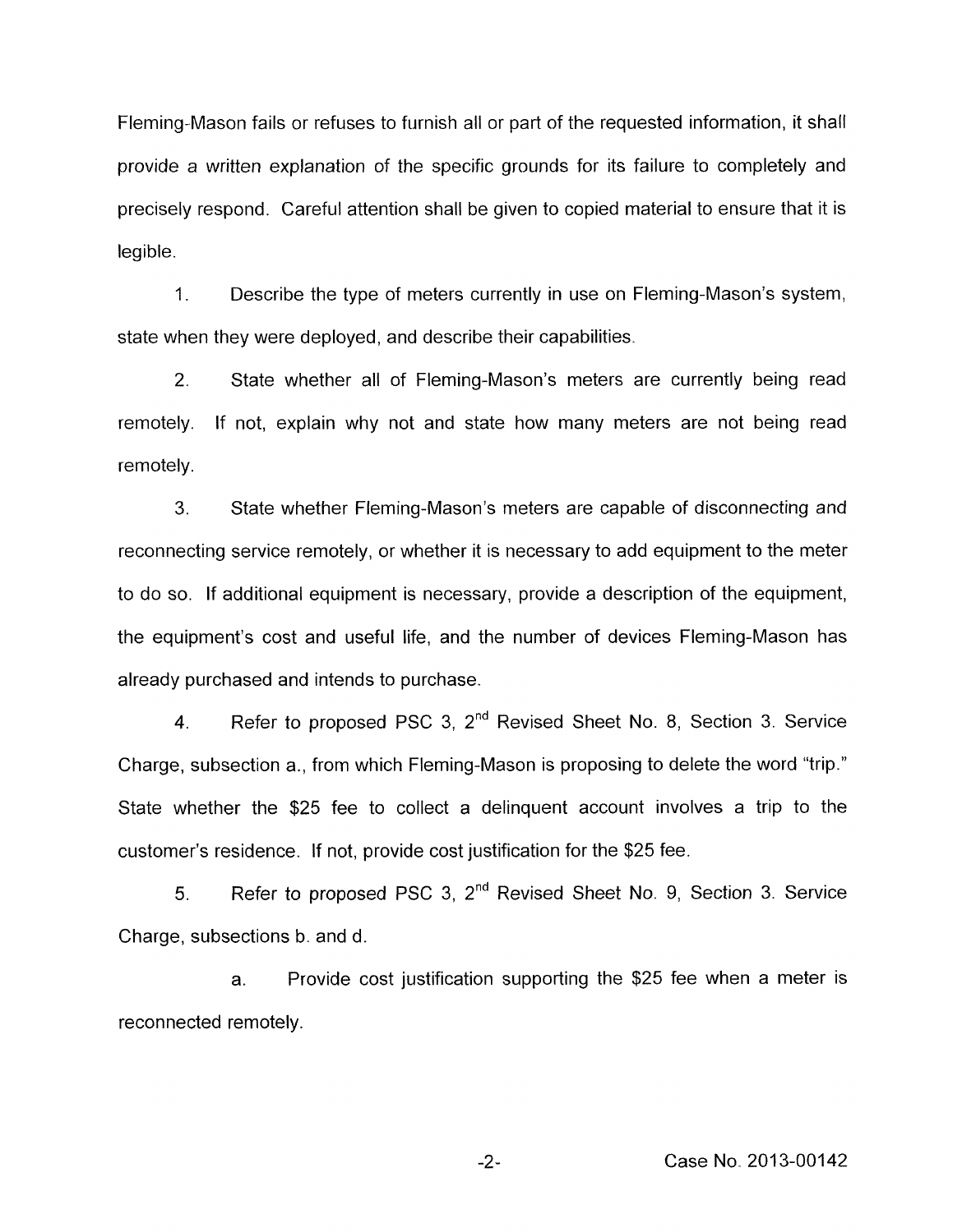Fleming-Mason fails or refuses to furnish all or part of the requested information, it shall provide a written explanation of the specific grounds for its failure to completely and precisely respond. Careful attention shall be given to copied material to ensure that it is legible.

1. Describe the type of meters currently in use on Fleming-Mason's system, state when they were deployed, and describe their capabilities.

2. State whether all of Fleming-Mason's meters are currently being read remotely. If not, explain why not and state how many meters are not being read remotely.

3. State whether Fleming-Mason's meters are capable of disconnecting and reconnecting service remotely, or whether it is necessary to add equipment to the meter to do so. If additional equipment is necessary, provide a description of the equipment, the equipment's cost and useful life, and the number of devices Fleming-Mason has already purchased and intends to purchase.

4. Refer to proposed PSC 3, 2nd Revised Sheet No. 8, Section 3. Service Charge, subsection a., from which Fleming-Mason is proposing to delete the word "trip." State whether the $25 fee to collect a delinquent account involves a trip to the customer's residence. If not, provide cost justification for the $25 fee.

5. Refer to proposed PSC 3, 2nd Revised Sheet No. 9, Section 3. Service Charge, subsections b. and d.

   a. Provide cost justification supporting the $25 fee when a meter is reconnected remotely.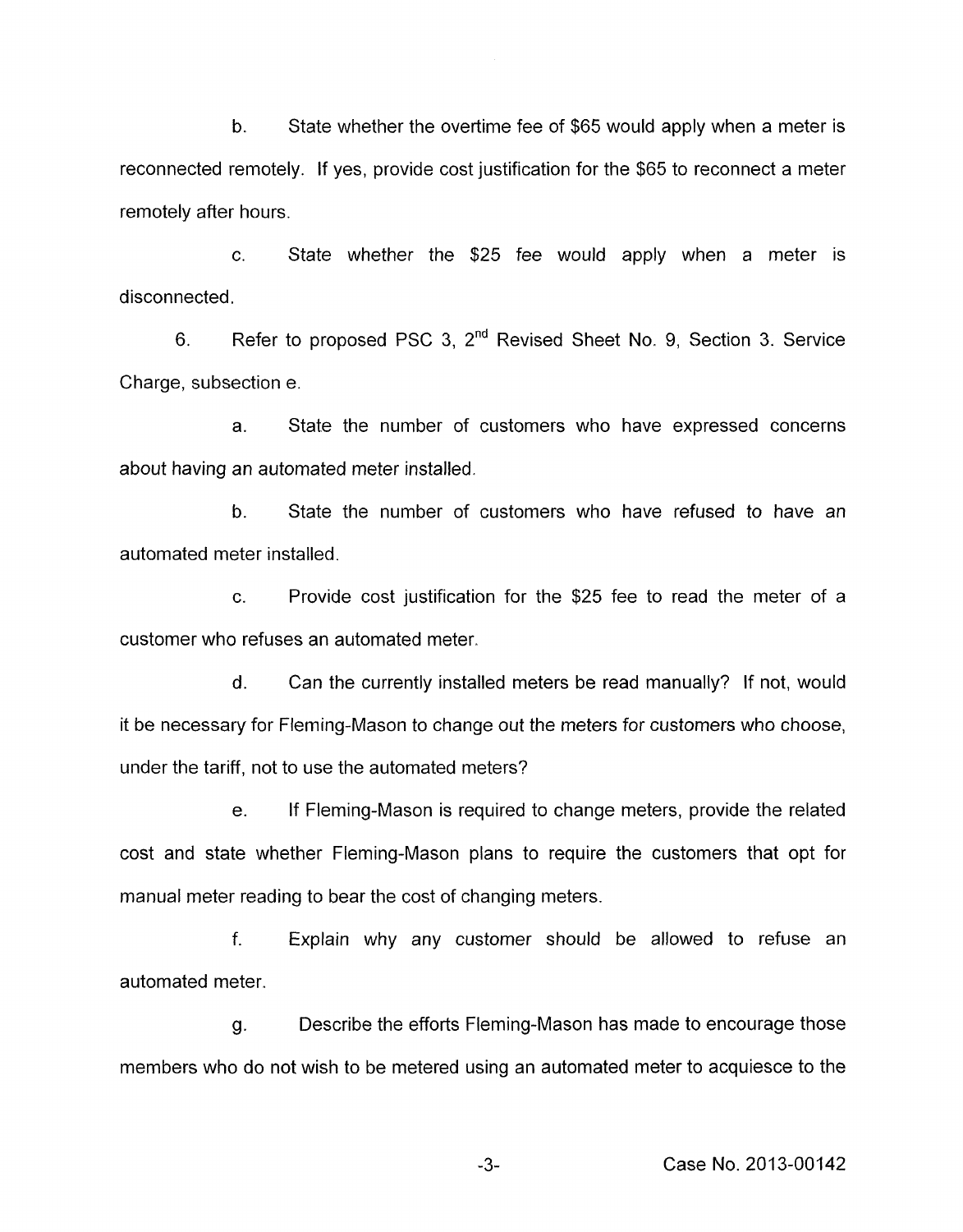b. State whether the overtime fee of $65 would apply when a meter is reconnected remotely. If yes, provide cost justification for the $65 to reconnect a meter remotely after hours.

c. State whether the $25 fee would apply when a meter is disconnected.

6. Refer to proposed PSC 3, 2nd Revised Sheet No. 9, Section 3. Service Charge, subsection e.

a. State the number of customers who have expressed concerns about having an automated meter installed.

b. State the number of customers who have refused to have an automated meter installed.

c. Provide cost justification for the $25 fee to read the meter of a customer who refuses an automated meter.

d. Can the currently installed meters be read manually? If not, would it be necessary for Fleming-Mason to change out the meters for customers who choose, under the tariff, not to use the automated meters?

e. If Fleming-Mason is required to change meters, provide the related cost and state whether Fleming-Mason plans to require the customers that opt for manual meter reading to bear the cost of changing meters.

f. Explain why any customer should be allowed to refuse an automated meter.

g. Describe the efforts Fleming-Mason has made to encourage those members who do not wish to be metered using an automated meter to acquiesce to the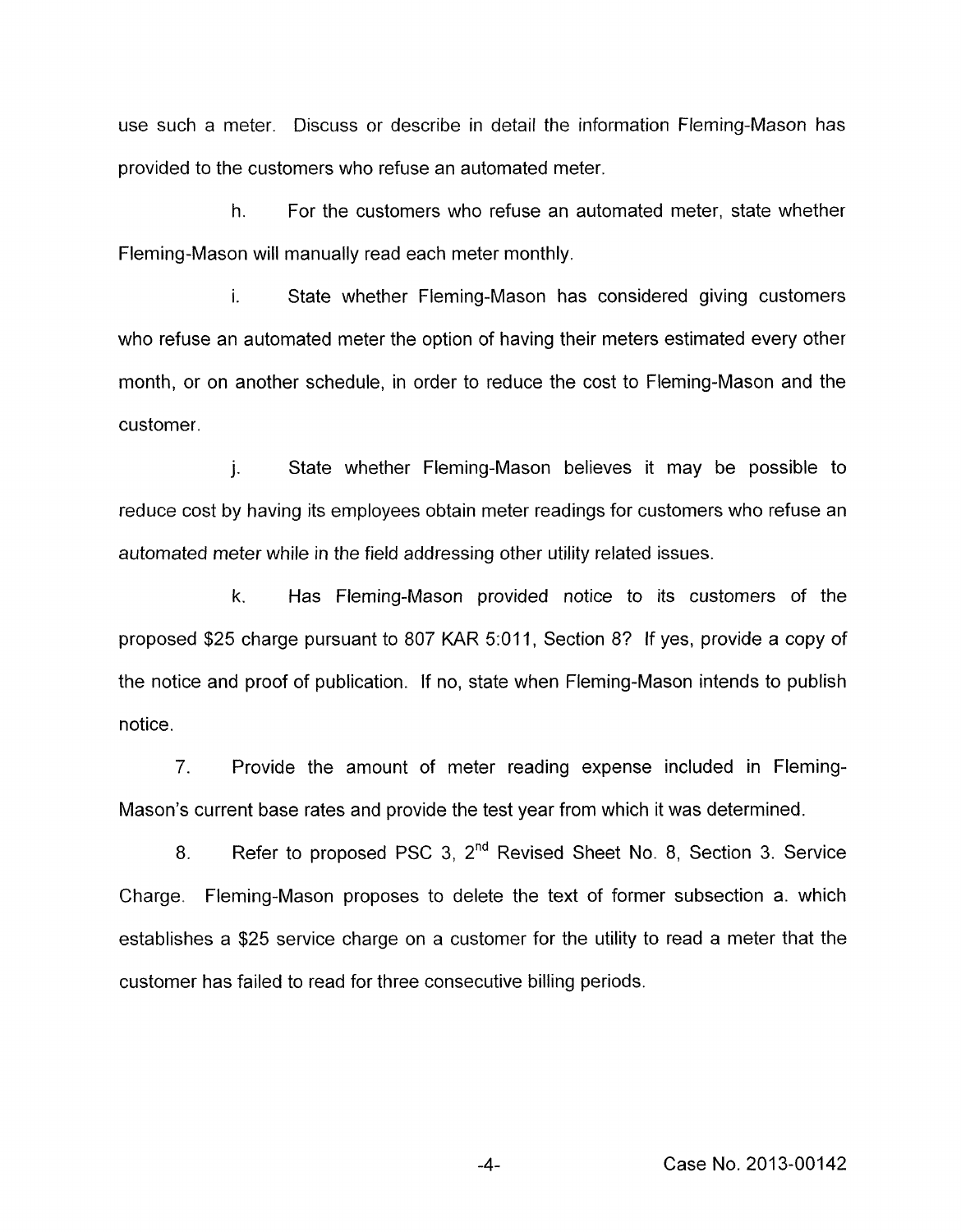use such a meter. Discuss or describe in detail the information Fleming-Mason has provided to the customers who refuse an automated meter.

h. For the customers who refuse an automated meter, state whether Fleming-Mason will manually read each meter monthly.

i. State whether Fleming-Mason has considered giving customers who refuse an automated meter the option of having their meters estimated every other month, or on another schedule, in order to reduce the cost to Fleming-Mason and the customer.

j. State whether Fleming-Mason believes it may be possible to reduce cost by having its employees obtain meter readings for customers who refuse an automated meter while in the field addressing other utility related issues.

k. Has Fleming-Mason provided notice to its customers of the proposed $25 charge pursuant to 807 KAR 5:011, Section 8? If yes, provide a copy of the notice and proof of publication. If no, state when Fleming-Mason intends to publish notice.

7. Provide the amount of meter reading expense included in Fleming-Mason's current base rates and provide the test year from which it was determined.

8. Refer to proposed PSC 3, 2nd Revised Sheet No. 8, Section 3. Service Charge. Fleming-Mason proposes to delete the text of former subsection a. which establishes a $25 service charge on a customer for the utility to read a meter that the customer has failed to read for three consecutive billing periods.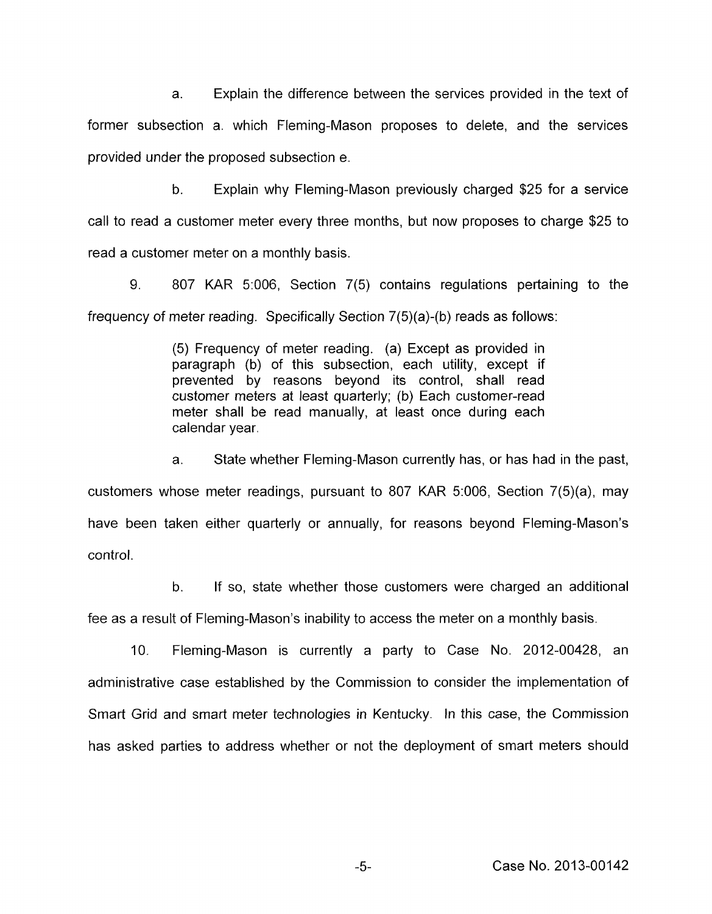a. Explain the difference between the services provided in the text of former subsection a. which Fleming-Mason proposes to delete, and the services provided under the proposed subsection e.

b. Explain why Fleming-Mason previously charged $25 for a service call to read a customer meter every three months, but now proposes to charge $25 to read a customer meter on a monthly basis.

9. 807 KAR 5:006, Section 7(5) contains regulations pertaining to the frequency of meter reading. Specifically Section 7(5)(a)-(b) reads as follows:

> (5) Frequency of meter reading. (a) Except as provided in paragraph (b) of this subsection, each utility, except if prevented by reasons beyond its control, shall read customer meters at least quarterly; (b) Each customer-read meter shall be read manually, at least once during each calendar year.

a. State whether Fleming-Mason currently has, or has had in the past, customers whose meter readings, pursuant to 807 KAR 5:006, Section 7(5)(a), may have been taken either quarterly or annually, for reasons beyond Fleming-Mason's control.

b. If so, state whether those customers were charged an additional fee as a result of Fleming-Mason's inability to access the meter on a monthly basis.

10. Fleming-Mason is currently a party to Case No. 2012-00428, an administrative case established by the Commission to consider the implementation of Smart Grid and smart meter technologies in Kentucky. In this case, the Commission has asked parties to address whether or not the deployment of smart meters should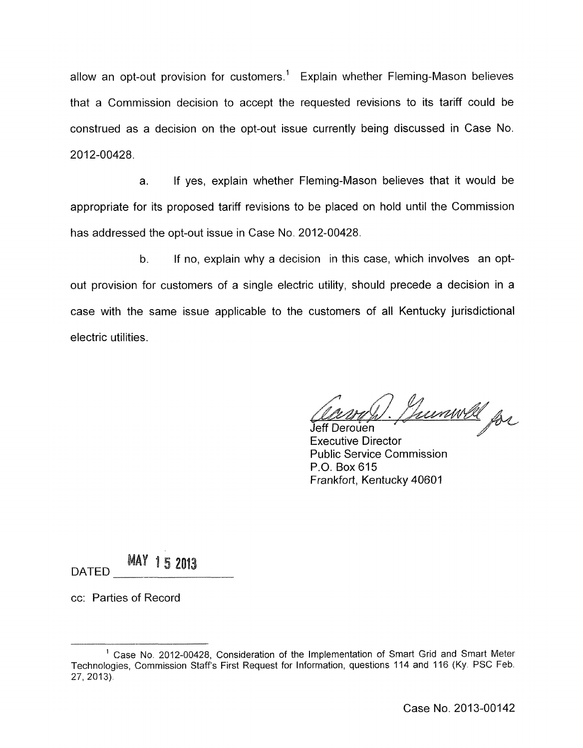allow an opt-out provision for customers.[1] Explain whether Fleming-Mason believes that a Commission decision to accept the requested revisions to its tariff could be construed as a decision on the opt-out issue currently being discussed in Case No. 2012-00428.

a. If yes, explain whether Fleming-Mason believes that it would be appropriate for its proposed tariff revisions to be placed on hold until the Commission has addressed the opt-out issue in Case No. 2012-00428.

b. If no, explain why a decision in this case, which involves an opt-out provision for customers of a single electric utility, should precede a decision in a case with the same issue applicable to the customers of all Kentucky jurisdictional electric utilities.

Jeff Derouen
Executive Director
Public Service Commission
P.O. Box 615
Frankfort, Kentucky 40601

DATED MAY 15 2013

cc: Parties of Record

[1] Case No. 2012-00428, Consideration of the Implementation of Smart Grid and Smart Meter Technologies, Commission Staff's First Request for Information, questions 114 and 116 (Ky. PSC Feb. 27, 2013).

Case No. 2013-00142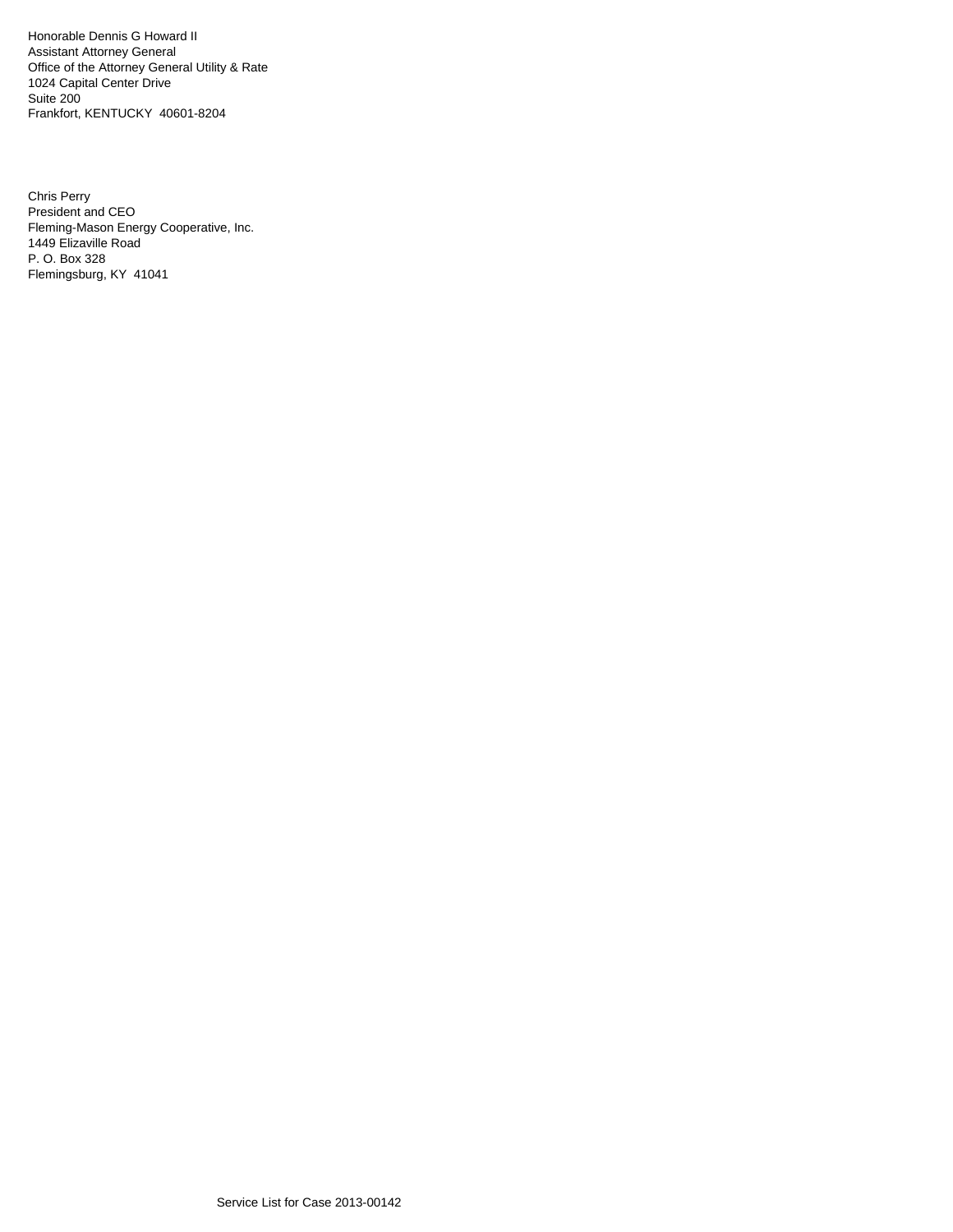Honorable Dennis G Howard II
Assistant Attorney General
Office of the Attorney General Utility & Rate
1024 Capital Center Drive
Suite 200
Frankfort, KENTUCKY 40601-8204

Chris Perry
President and CEO
Fleming-Mason Energy Cooperative, Inc.
1449 Elizaville Road
P. O. Box 328
Flemingsburg, KY 41041